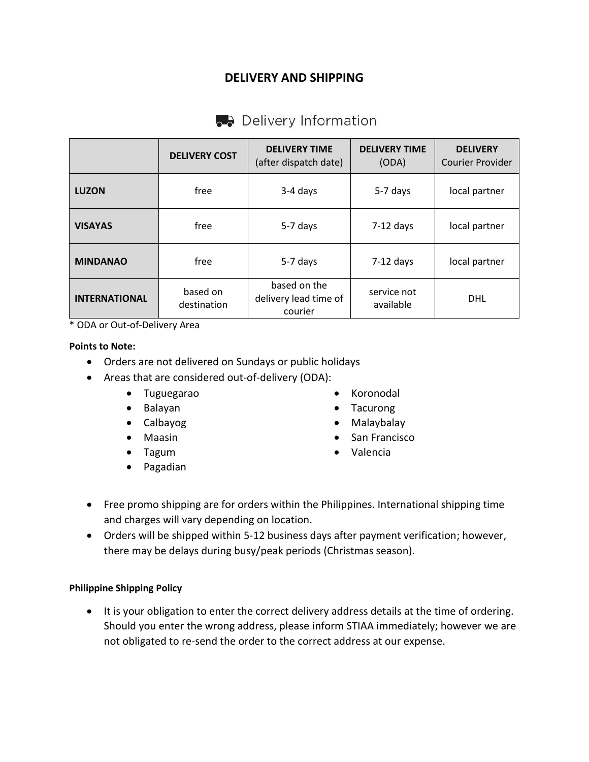# DELIVERY AND SHIPPING

## Delivery Information

| | DELIVERY COST | DELIVERY TIME (after dispatch date) | DELIVERY TIME (ODA) | DELIVERY Courier Provider |
|---|---|---|---|---|
| **LUZON** | free | 3-4 days | 5-7 days | local partner |
| **VISAYAS** | free | 5-7 days | 7-12 days | local partner |
| **MINDANAO** | free | 5-7 days | 7-12 days | local partner |
| **INTERNATIONAL** | based on destination | based on the delivery lead time of courier | service not available | DHL |

\* ODA or Out-of-Delivery Area

**Points to Note:**

- Orders are not delivered on Sundays or public holidays
- Areas that are considered out-of-delivery (ODA):
  - Tuguegarao
  - Balayan
  - Calbayog
  - Maasin
  - Tagum
  - Pagadian
  - Koronodal
  - Tacurong
  - Malaybalay
  - San Francisco
  - Valencia
- Free promo shipping are for orders within the Philippines. International shipping time and charges will vary depending on location.
- Orders will be shipped within 5-12 business days after payment verification; however, there may be delays during busy/peak periods (Christmas season).

**Philippine Shipping Policy**

- It is your obligation to enter the correct delivery address details at the time of ordering. Should you enter the wrong address, please inform STIAA immediately; however we are not obligated to re-send the order to the correct address at our expense.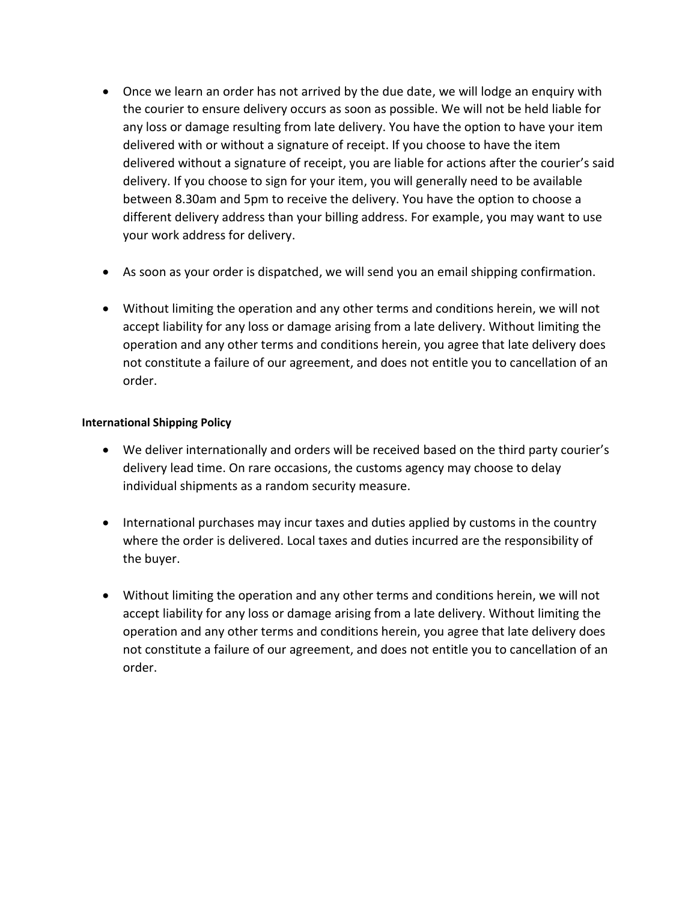- Once we learn an order has not arrived by the due date, we will lodge an enquiry with the courier to ensure delivery occurs as soon as possible. We will not be held liable for any loss or damage resulting from late delivery. You have the option to have your item delivered with or without a signature of receipt. If you choose to have the item delivered without a signature of receipt, you are liable for actions after the courier's said delivery. If you choose to sign for your item, you will generally need to be available between 8.30am and 5pm to receive the delivery. You have the option to choose a different delivery address than your billing address. For example, you may want to use your work address for delivery.

- As soon as your order is dispatched, we will send you an email shipping confirmation.

- Without limiting the operation and any other terms and conditions herein, we will not accept liability for any loss or damage arising from a late delivery. Without limiting the operation and any other terms and conditions herein, you agree that late delivery does not constitute a failure of our agreement, and does not entitle you to cancellation of an order.

**International Shipping Policy**

- We deliver internationally and orders will be received based on the third party courier's delivery lead time. On rare occasions, the customs agency may choose to delay individual shipments as a random security measure.

- International purchases may incur taxes and duties applied by customs in the country where the order is delivered. Local taxes and duties incurred are the responsibility of the buyer.

- Without limiting the operation and any other terms and conditions herein, we will not accept liability for any loss or damage arising from a late delivery. Without limiting the operation and any other terms and conditions herein, you agree that late delivery does not constitute a failure of our agreement, and does not entitle you to cancellation of an order.